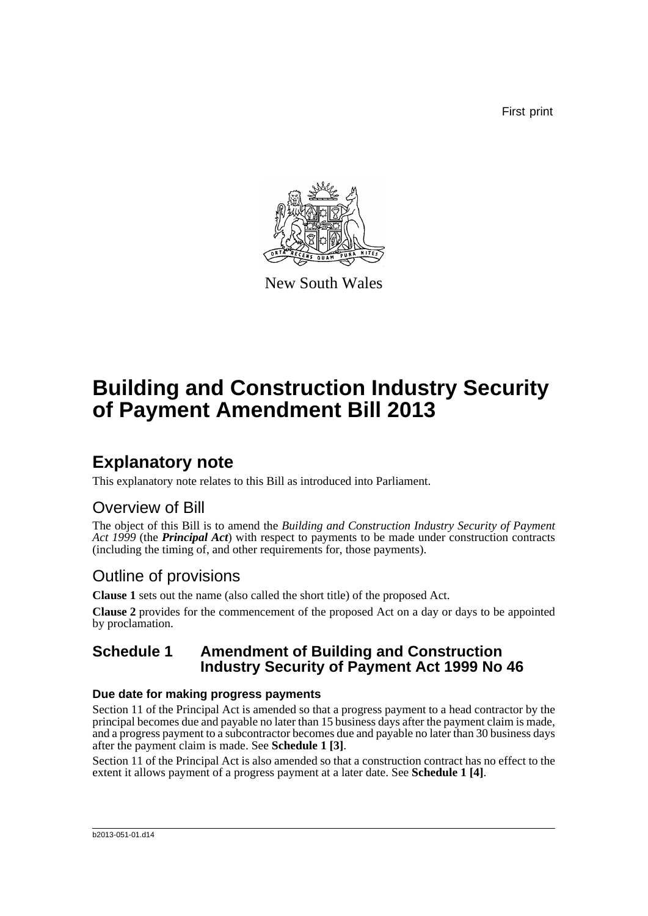First print

New South Wales

# Building and Construction Industry Security of Payment Amendment Bill 2013

## Explanatory note

This explanatory note relates to this Bill as introduced into Parliament.

### Overview of Bill

The object of this Bill is to amend the *Building and Construction Industry Security of Payment Act 1999* (the ***Principal Act***) with respect to payments to be made under construction contracts (including the timing of, and other requirements for, those payments).

### Outline of provisions

**Clause 1** sets out the name (also called the short title) of the proposed Act.

**Clause 2** provides for the commencement of the proposed Act on a day or days to be appointed by proclamation.

### Schedule 1 Amendment of Building and Construction Industry Security of Payment Act 1999 No 46

#### Due date for making progress payments

Section 11 of the Principal Act is amended so that a progress payment to a head contractor by the principal becomes due and payable no later than 15 business days after the payment claim is made, and a progress payment to a subcontractor becomes due and payable no later than 30 business days after the payment claim is made. See **Schedule 1 [3]**.

Section 11 of the Principal Act is also amended so that a construction contract has no effect to the extent it allows payment of a progress payment at a later date. See **Schedule 1 [4]**.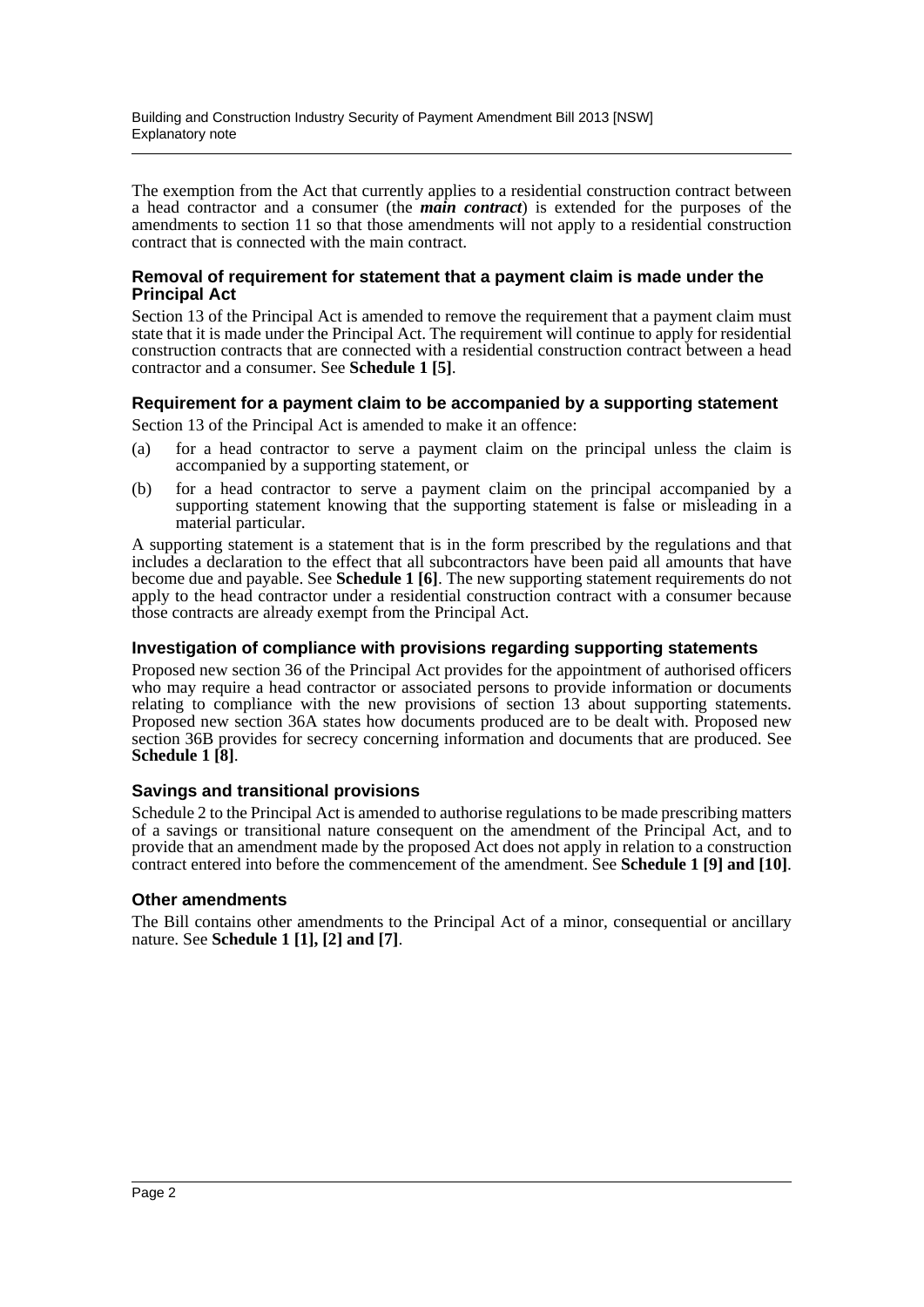The exemption from the Act that currently applies to a residential construction contract between a head contractor and a consumer (the ***main contract***) is extended for the purposes of the amendments to section 11 so that those amendments will not apply to a residential construction contract that is connected with the main contract.

### Removal of requirement for statement that a payment claim is made under the Principal Act

Section 13 of the Principal Act is amended to remove the requirement that a payment claim must state that it is made under the Principal Act. The requirement will continue to apply for residential construction contracts that are connected with a residential construction contract between a head contractor and a consumer. See **Schedule 1 [5]**.

### Requirement for a payment claim to be accompanied by a supporting statement

Section 13 of the Principal Act is amended to make it an offence:

(a) for a head contractor to serve a payment claim on the principal unless the claim is accompanied by a supporting statement, or

(b) for a head contractor to serve a payment claim on the principal accompanied by a supporting statement knowing that the supporting statement is false or misleading in a material particular.

A supporting statement is a statement that is in the form prescribed by the regulations and that includes a declaration to the effect that all subcontractors have been paid all amounts that have become due and payable. See **Schedule 1 [6]**. The new supporting statement requirements do not apply to the head contractor under a residential construction contract with a consumer because those contracts are already exempt from the Principal Act.

### Investigation of compliance with provisions regarding supporting statements

Proposed new section 36 of the Principal Act provides for the appointment of authorised officers who may require a head contractor or associated persons to provide information or documents relating to compliance with the new provisions of section 13 about supporting statements. Proposed new section 36A states how documents produced are to be dealt with. Proposed new section 36B provides for secrecy concerning information and documents that are produced. See **Schedule 1 [8]**.

### Savings and transitional provisions

Schedule 2 to the Principal Act is amended to authorise regulations to be made prescribing matters of a savings or transitional nature consequent on the amendment of the Principal Act, and to provide that an amendment made by the proposed Act does not apply in relation to a construction contract entered into before the commencement of the amendment. See **Schedule 1 [9] and [10]**.

### Other amendments

The Bill contains other amendments to the Principal Act of a minor, consequential or ancillary nature. See **Schedule 1 [1], [2] and [7]**.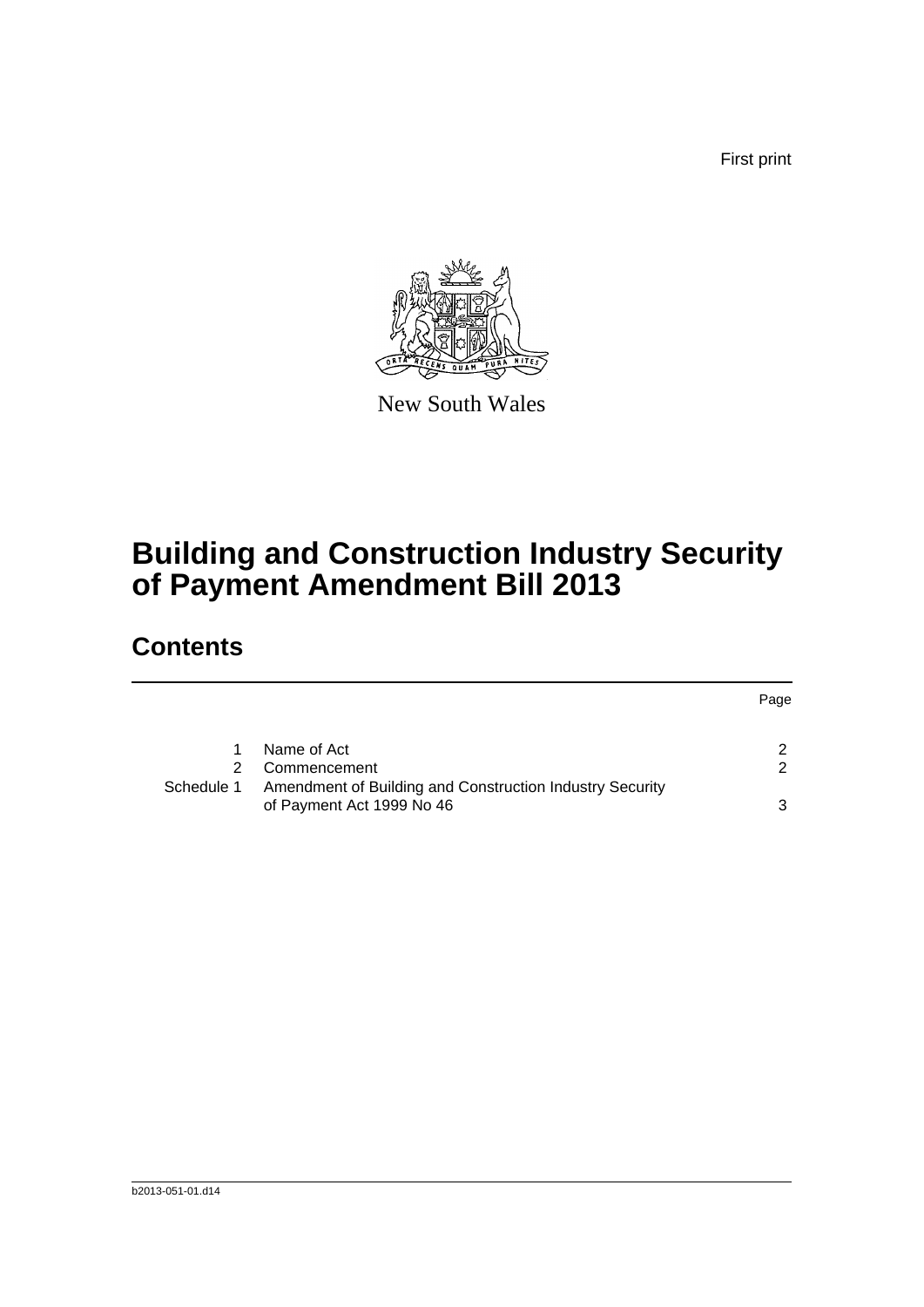First print

New South Wales

# Building and Construction Industry Security of Payment Amendment Bill 2013

## Contents

| | | Page |
|---|---|---|
| 1 | Name of Act | 2 |
| 2 | Commencement | 2 |
| Schedule 1 | Amendment of Building and Construction Industry Security of Payment Act 1999 No 46 | 3 |

b2013-051-01.d14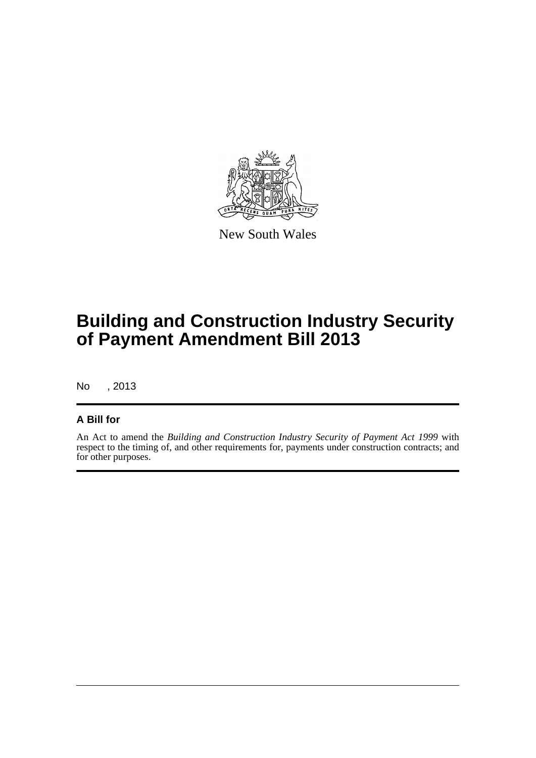New South Wales

# Building and Construction Industry Security of Payment Amendment Bill 2013

No , 2013

## A Bill for

An Act to amend the *Building and Construction Industry Security of Payment Act 1999* with respect to the timing of, and other requirements for, payments under construction contracts; and for other purposes.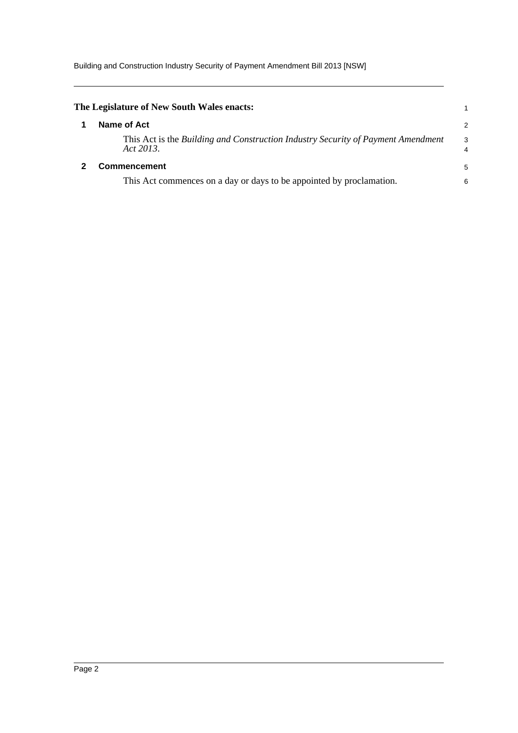**The Legislature of New South Wales enacts:**

## 1 Name of Act

This Act is the *Building and Construction Industry Security of Payment Amendment Act 2013*.

## 2 Commencement

This Act commences on a day or days to be appointed by proclamation.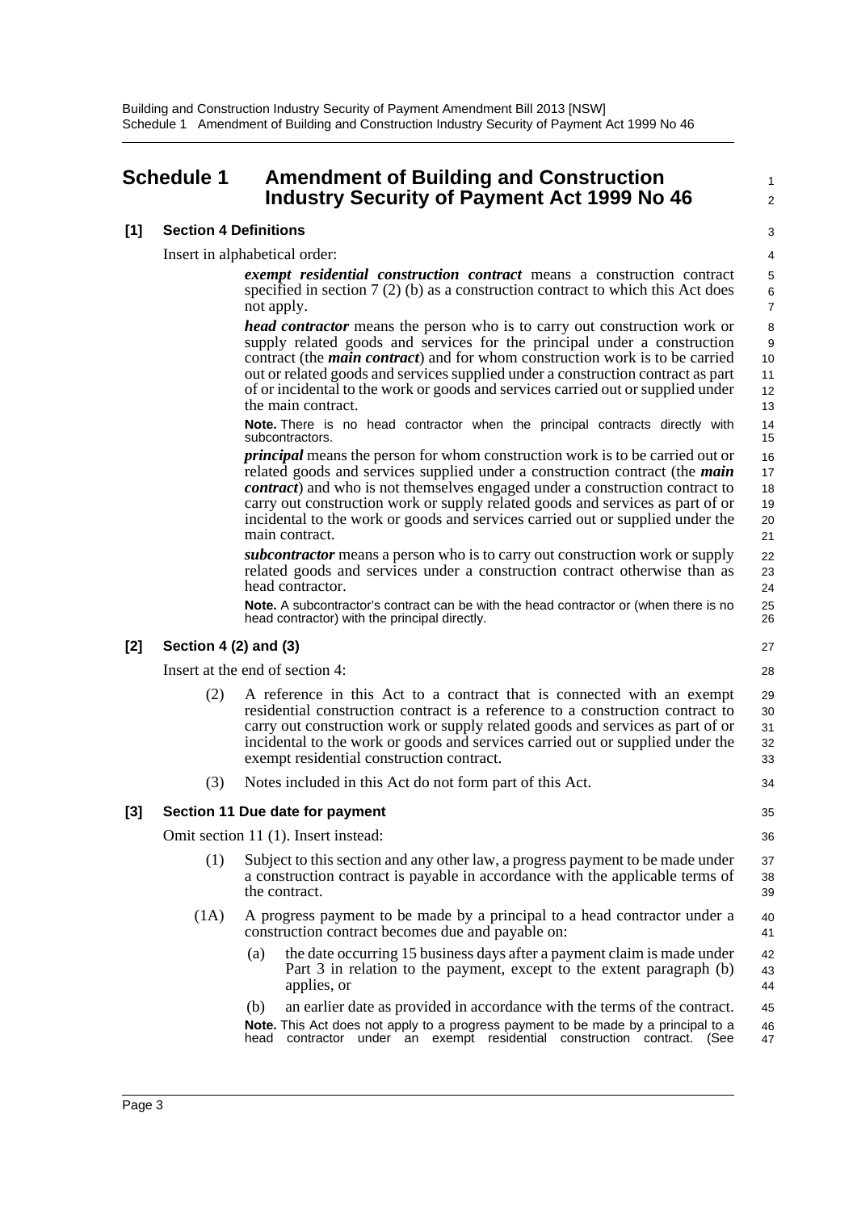# Schedule 1 Amendment of Building and Construction Industry Security of Payment Act 1999 No 46

## [1] Section 4 Definitions

Insert in alphabetical order:

> ***exempt residential construction contract*** means a construction contract specified in section 7 (2) (b) as a construction contract to which this Act does not apply.
>
> ***head contractor*** means the person who is to carry out construction work or supply related goods and services for the principal under a construction contract (the ***main contract***) and for whom construction work is to be carried out or related goods and services supplied under a construction contract as part of or incidental to the work or goods and services carried out or supplied under the main contract.
>
> **Note.** There is no head contractor when the principal contracts directly with subcontractors.
>
> ***principal*** means the person for whom construction work is to be carried out or related goods and services supplied under a construction contract (the ***main contract***) and who is not themselves engaged under a construction contract to carry out construction work or supply related goods and services as part of or incidental to the work or goods and services carried out or supplied under the main contract.
>
> ***subcontractor*** means a person who is to carry out construction work or supply related goods and services under a construction contract otherwise than as head contractor.
>
> **Note.** A subcontractor's contract can be with the head contractor or (when there is no head contractor) with the principal directly.

## [2] Section 4 (2) and (3)

Insert at the end of section 4:

> (2) A reference in this Act to a contract that is connected with an exempt residential construction contract is a reference to a construction contract to carry out construction work or supply related goods and services as part of or incidental to the work or goods and services carried out or supplied under the exempt residential construction contract.
>
> (3) Notes included in this Act do not form part of this Act.

## [3] Section 11 Due date for payment

Omit section 11 (1). Insert instead:

> (1) Subject to this section and any other law, a progress payment to be made under a construction contract is payable in accordance with the applicable terms of the contract.
>
> (1A) A progress payment to be made by a principal to a head contractor under a construction contract becomes due and payable on:
>
> (a) the date occurring 15 business days after a payment claim is made under Part 3 in relation to the payment, except to the extent paragraph (b) applies, or
>
> (b) an earlier date as provided in accordance with the terms of the contract.
>
> **Note.** This Act does not apply to a progress payment to be made by a principal to a head contractor under an exempt residential construction contract. (See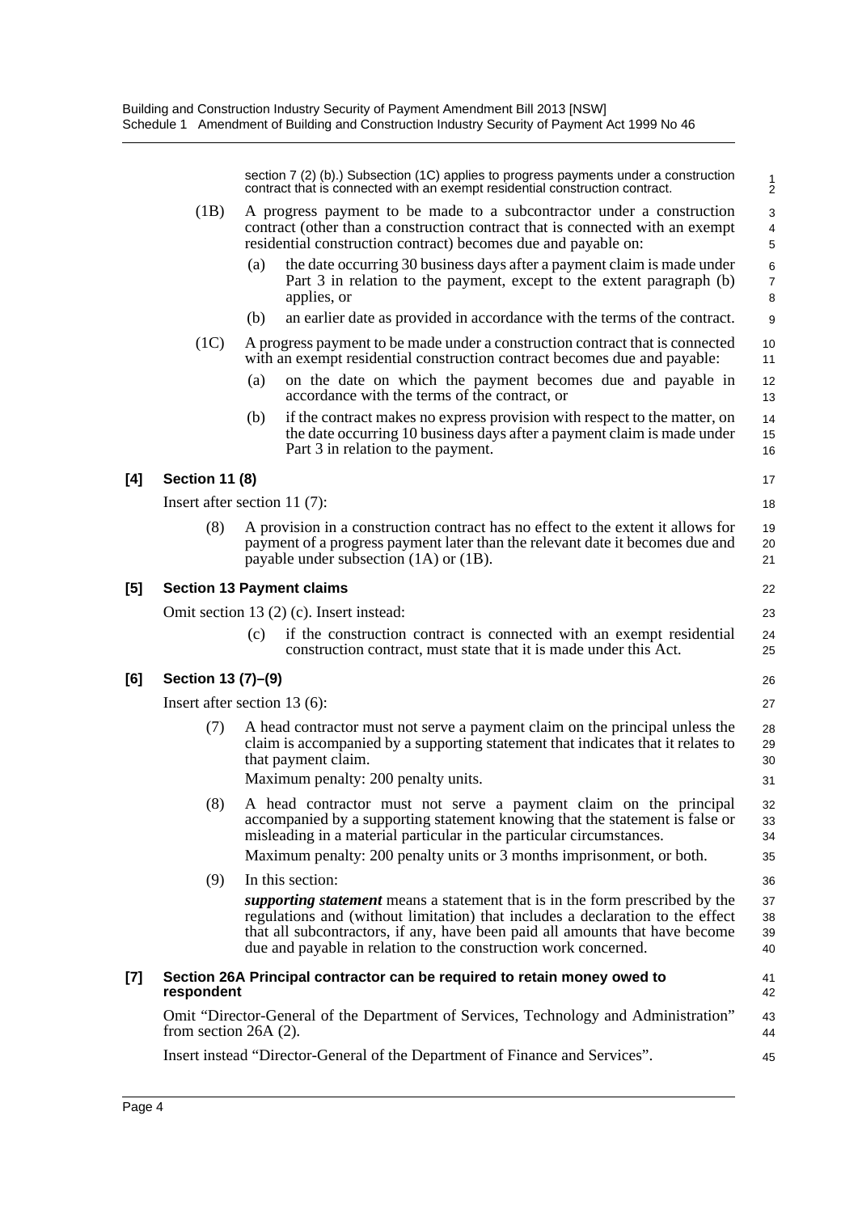section 7 (2) (b).) Subsection (1C) applies to progress payments under a construction contract that is connected with an exempt residential construction contract.

(1B) A progress payment to be made to a subcontractor under a construction contract (other than a construction contract that is connected with an exempt residential construction contract) becomes due and payable on:

(a) the date occurring 30 business days after a payment claim is made under Part 3 in relation to the payment, except to the extent paragraph (b) applies, or

(b) an earlier date as provided in accordance with the terms of the contract.

(1C) A progress payment to be made under a construction contract that is connected with an exempt residential construction contract becomes due and payable:

(a) on the date on which the payment becomes due and payable in accordance with the terms of the contract, or

(b) if the contract makes no express provision with respect to the matter, on the date occurring 10 business days after a payment claim is made under Part 3 in relation to the payment.

**[4] Section 11 (8)**

Insert after section 11 (7):

(8) A provision in a construction contract has no effect to the extent it allows for payment of a progress payment later than the relevant date it becomes due and payable under subsection (1A) or (1B).

**[5] Section 13 Payment claims**

Omit section 13 (2) (c). Insert instead:

(c) if the construction contract is connected with an exempt residential construction contract, must state that it is made under this Act.

**[6] Section 13 (7)–(9)**

Insert after section 13 (6):

(7) A head contractor must not serve a payment claim on the principal unless the claim is accompanied by a supporting statement that indicates that it relates to that payment claim.

Maximum penalty: 200 penalty units.

(8) A head contractor must not serve a payment claim on the principal accompanied by a supporting statement knowing that the statement is false or misleading in a material particular in the particular circumstances.

Maximum penalty: 200 penalty units or 3 months imprisonment, or both.

(9) In this section:

***supporting statement*** means a statement that is in the form prescribed by the regulations and (without limitation) that includes a declaration to the effect that all subcontractors, if any, have been paid all amounts that have become due and payable in relation to the construction work concerned.

**[7] Section 26A Principal contractor can be required to retain money owed to respondent**

Omit "Director-General of the Department of Services, Technology and Administration" from section 26A (2).

Insert instead "Director-General of the Department of Finance and Services".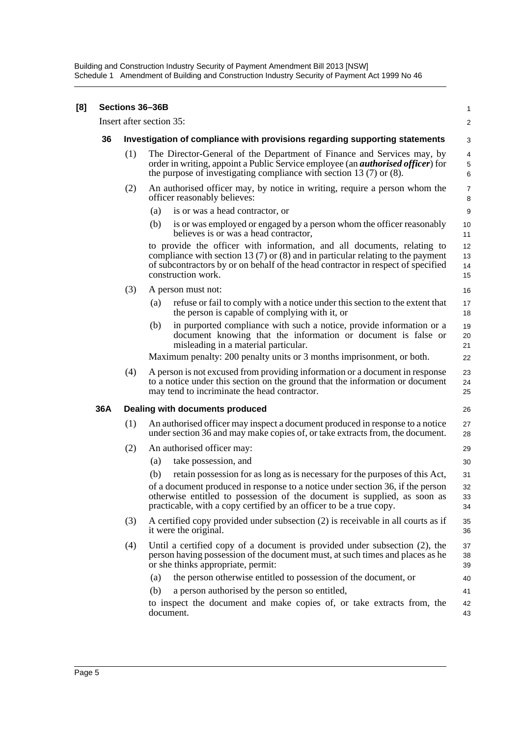**[8] Sections 36–36B**

Insert after section 35:

### 36 Investigation of compliance with provisions regarding supporting statements

(1) The Director-General of the Department of Finance and Services may, by order in writing, appoint a Public Service employee (an ***authorised officer***) for the purpose of investigating compliance with section 13 (7) or (8).

(2) An authorised officer may, by notice in writing, require a person whom the officer reasonably believes:

- (a) is or was a head contractor, or
- (b) is or was employed or engaged by a person whom the officer reasonably believes is or was a head contractor,

to provide the officer with information, and all documents, relating to compliance with section 13 (7) or (8) and in particular relating to the payment of subcontractors by or on behalf of the head contractor in respect of specified construction work.

(3) A person must not:

- (a) refuse or fail to comply with a notice under this section to the extent that the person is capable of complying with it, or
- (b) in purported compliance with such a notice, provide information or a document knowing that the information or document is false or misleading in a material particular.

Maximum penalty: 200 penalty units or 3 months imprisonment, or both.

(4) A person is not excused from providing information or a document in response to a notice under this section on the ground that the information or document may tend to incriminate the head contractor.

### 36A Dealing with documents produced

(1) An authorised officer may inspect a document produced in response to a notice under section 36 and may make copies of, or take extracts from, the document.

(2) An authorised officer may:

- (a) take possession, and
- (b) retain possession for as long as is necessary for the purposes of this Act,

of a document produced in response to a notice under section 36, if the person otherwise entitled to possession of the document is supplied, as soon as practicable, with a copy certified by an officer to be a true copy.

(3) A certified copy provided under subsection (2) is receivable in all courts as if it were the original.

(4) Until a certified copy of a document is provided under subsection (2), the person having possession of the document must, at such times and places as he or she thinks appropriate, permit:

- (a) the person otherwise entitled to possession of the document, or
- (b) a person authorised by the person so entitled,

to inspect the document and make copies of, or take extracts from, the document.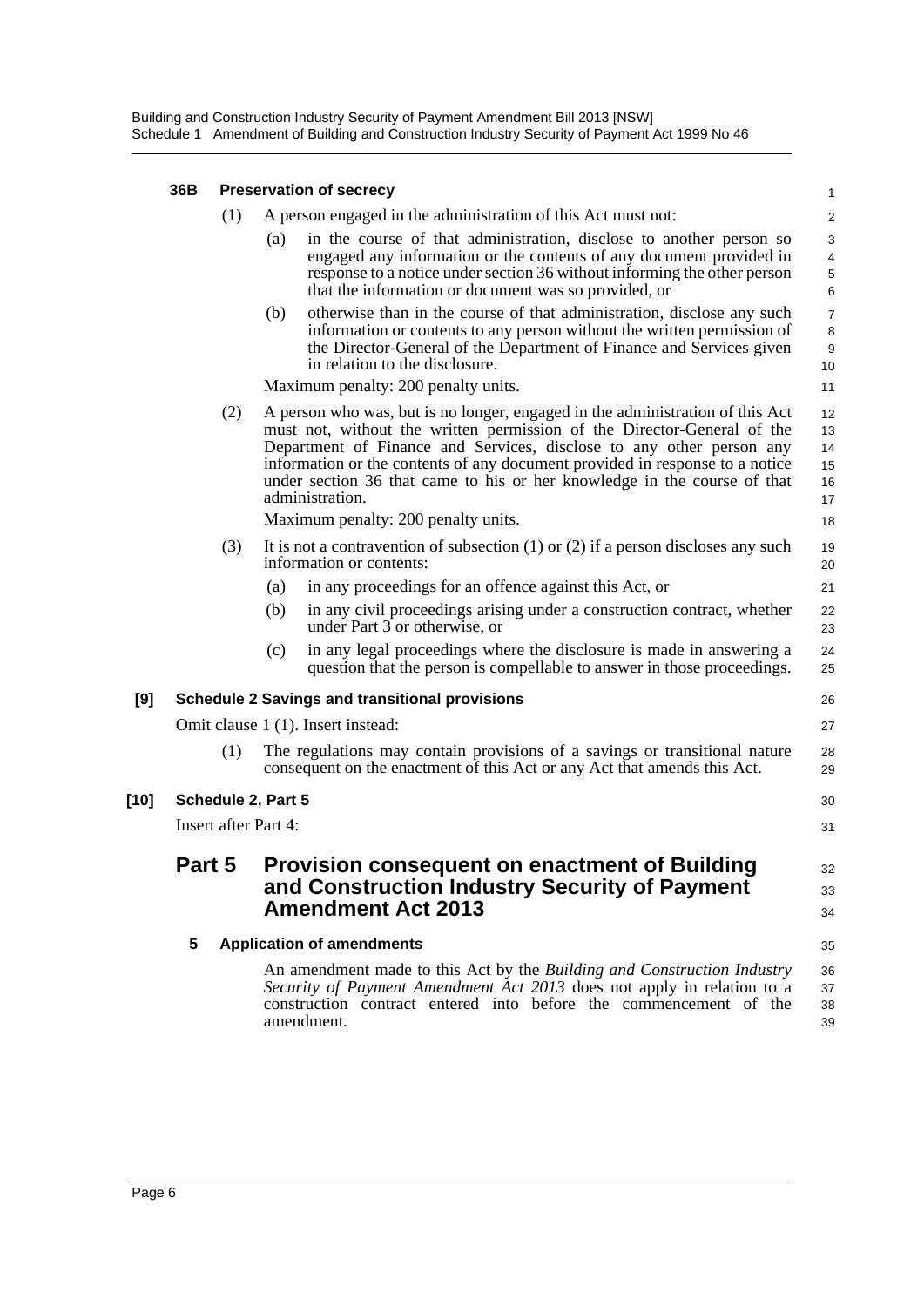**36B Preservation of secrecy**

(1) A person engaged in the administration of this Act must not:

(a) in the course of that administration, disclose to another person so engaged any information or the contents of any document provided in response to a notice under section 36 without informing the other person that the information or document was so provided, or

(b) otherwise than in the course of that administration, disclose any such information or contents to any person without the written permission of the Director-General of the Department of Finance and Services given in relation to the disclosure.

Maximum penalty: 200 penalty units.

(2) A person who was, but is no longer, engaged in the administration of this Act must not, without the written permission of the Director-General of the Department of Finance and Services, disclose to any other person any information or the contents of any document provided in response to a notice under section 36 that came to his or her knowledge in the course of that administration.

Maximum penalty: 200 penalty units.

(3) It is not a contravention of subsection (1) or (2) if a person discloses any such information or contents:

(a) in any proceedings for an offence against this Act, or

(b) in any civil proceedings arising under a construction contract, whether under Part 3 or otherwise, or

(c) in any legal proceedings where the disclosure is made in answering a question that the person is compellable to answer in those proceedings.

**[9] Schedule 2 Savings and transitional provisions**

Omit clause 1 (1). Insert instead:

(1) The regulations may contain provisions of a savings or transitional nature consequent on the enactment of this Act or any Act that amends this Act.

**[10] Schedule 2, Part 5**

Insert after Part 4:

## Part 5 Provision consequent on enactment of Building and Construction Industry Security of Payment Amendment Act 2013

**5 Application of amendments**

An amendment made to this Act by the *Building and Construction Industry Security of Payment Amendment Act 2013* does not apply in relation to a construction contract entered into before the commencement of the amendment.